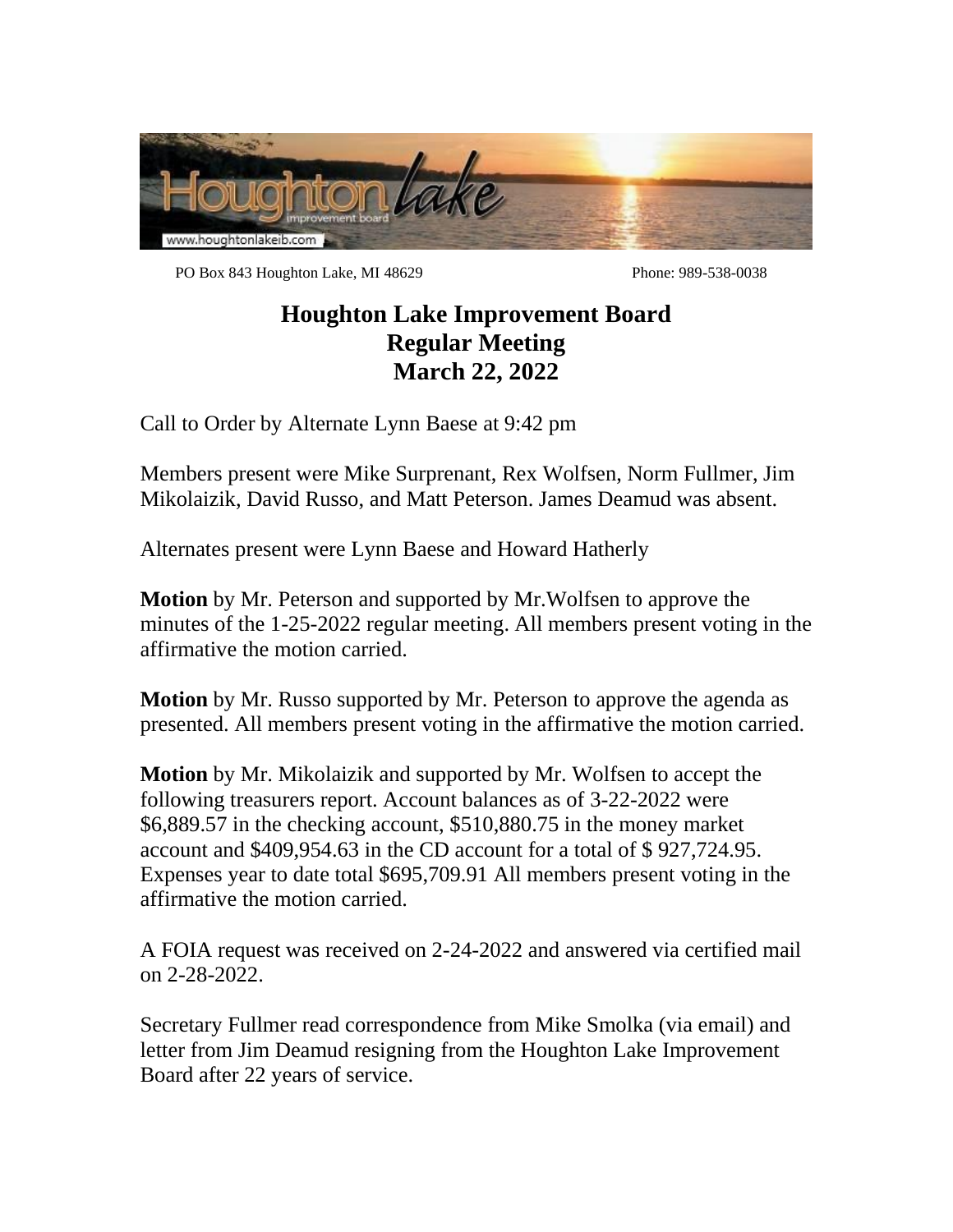PO Box 843 Houghton Lake, MI 48629 Phone: 989-538-0038

# Houghton Lake Improvement Board
# Regular Meeting
# March 22, 2022

Call to Order by Alternate Lynn Baese at 9:42 pm

Members present were Mike Surprenant, Rex Wolfsen, Norm Fullmer, Jim Mikolaizik, David Russo, and Matt Peterson. James Deamud was absent.

Alternates present were Lynn Baese and Howard Hatherly

**Motion** by Mr. Peterson and supported by Mr.Wolfsen to approve the minutes of the 1-25-2022 regular meeting. All members present voting in the affirmative the motion carried.

**Motion** by Mr. Russo supported by Mr. Peterson to approve the agenda as presented. All members present voting in the affirmative the motion carried.

**Motion** by Mr. Mikolaizik and supported by Mr. Wolfsen to accept the following treasurers report. Account balances as of 3-22-2022 were $6,889.57 in the checking account, $510,880.75 in the money market account and $409,954.63 in the CD account for a total of $ 927,724.95. Expenses year to date total $695,709.91 All members present voting in the affirmative the motion carried.

A FOIA request was received on 2-24-2022 and answered via certified mail on 2-28-2022.

Secretary Fullmer read correspondence from Mike Smolka (via email) and letter from Jim Deamud resigning from the Houghton Lake Improvement Board after 22 years of service.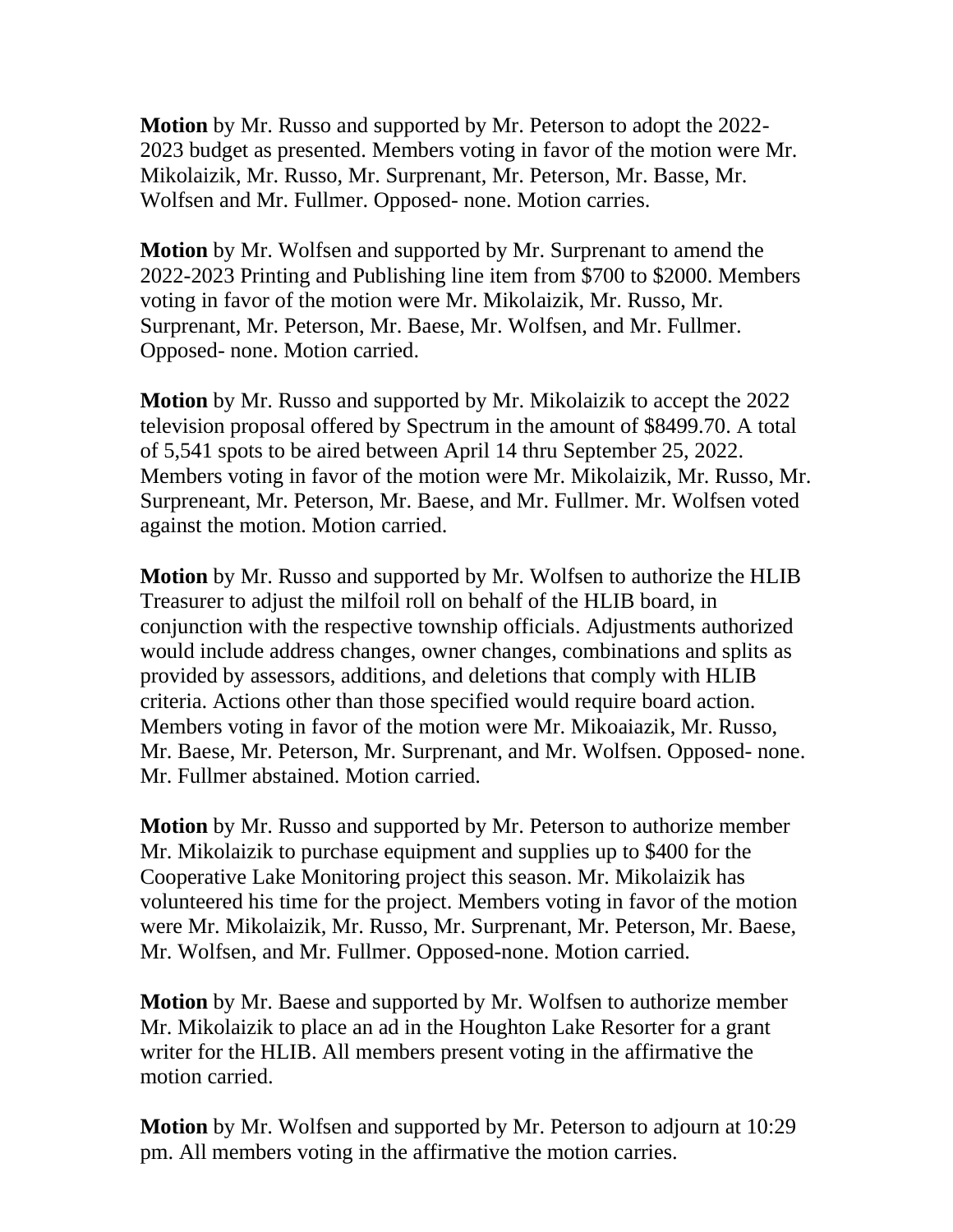**Motion** by Mr. Russo and supported by Mr. Peterson to adopt the 2022-2023 budget as presented. Members voting in favor of the motion were Mr. Mikolaizik, Mr. Russo, Mr. Surprenant, Mr. Peterson, Mr. Basse, Mr. Wolfsen and Mr. Fullmer. Opposed- none. Motion carries.

**Motion** by Mr. Wolfsen and supported by Mr. Surprenant to amend the 2022-2023 Printing and Publishing line item from $700 to $2000. Members voting in favor of the motion were Mr. Mikolaizik, Mr. Russo, Mr. Surprenant, Mr. Peterson, Mr. Baese, Mr. Wolfsen, and Mr. Fullmer. Opposed- none. Motion carried.

**Motion** by Mr. Russo and supported by Mr. Mikolaizik to accept the 2022 television proposal offered by Spectrum in the amount of $8499.70. A total of 5,541 spots to be aired between April 14 thru September 25, 2022. Members voting in favor of the motion were Mr. Mikolaizik, Mr. Russo, Mr. Surpreneant, Mr. Peterson, Mr. Baese, and Mr. Fullmer. Mr. Wolfsen voted against the motion. Motion carried.

**Motion** by Mr. Russo and supported by Mr. Wolfsen to authorize the HLIB Treasurer to adjust the milfoil roll on behalf of the HLIB board, in conjunction with the respective township officials. Adjustments authorized would include address changes, owner changes, combinations and splits as provided by assessors, additions, and deletions that comply with HLIB criteria. Actions other than those specified would require board action. Members voting in favor of the motion were Mr. Mikoaiazik, Mr. Russo, Mr. Baese, Mr. Peterson, Mr. Surprenant, and Mr. Wolfsen. Opposed- none. Mr. Fullmer abstained. Motion carried.

**Motion** by Mr. Russo and supported by Mr. Peterson to authorize member Mr. Mikolaizik to purchase equipment and supplies up to $400 for the Cooperative Lake Monitoring project this season. Mr. Mikolaizik has volunteered his time for the project. Members voting in favor of the motion were Mr. Mikolaizik, Mr. Russo, Mr. Surprenant, Mr. Peterson, Mr. Baese, Mr. Wolfsen, and Mr. Fullmer. Opposed-none. Motion carried.

**Motion** by Mr. Baese and supported by Mr. Wolfsen to authorize member Mr. Mikolaizik to place an ad in the Houghton Lake Resorter for a grant writer for the HLIB. All members present voting in the affirmative the motion carried.

**Motion** by Mr. Wolfsen and supported by Mr. Peterson to adjourn at 10:29 pm. All members voting in the affirmative the motion carries.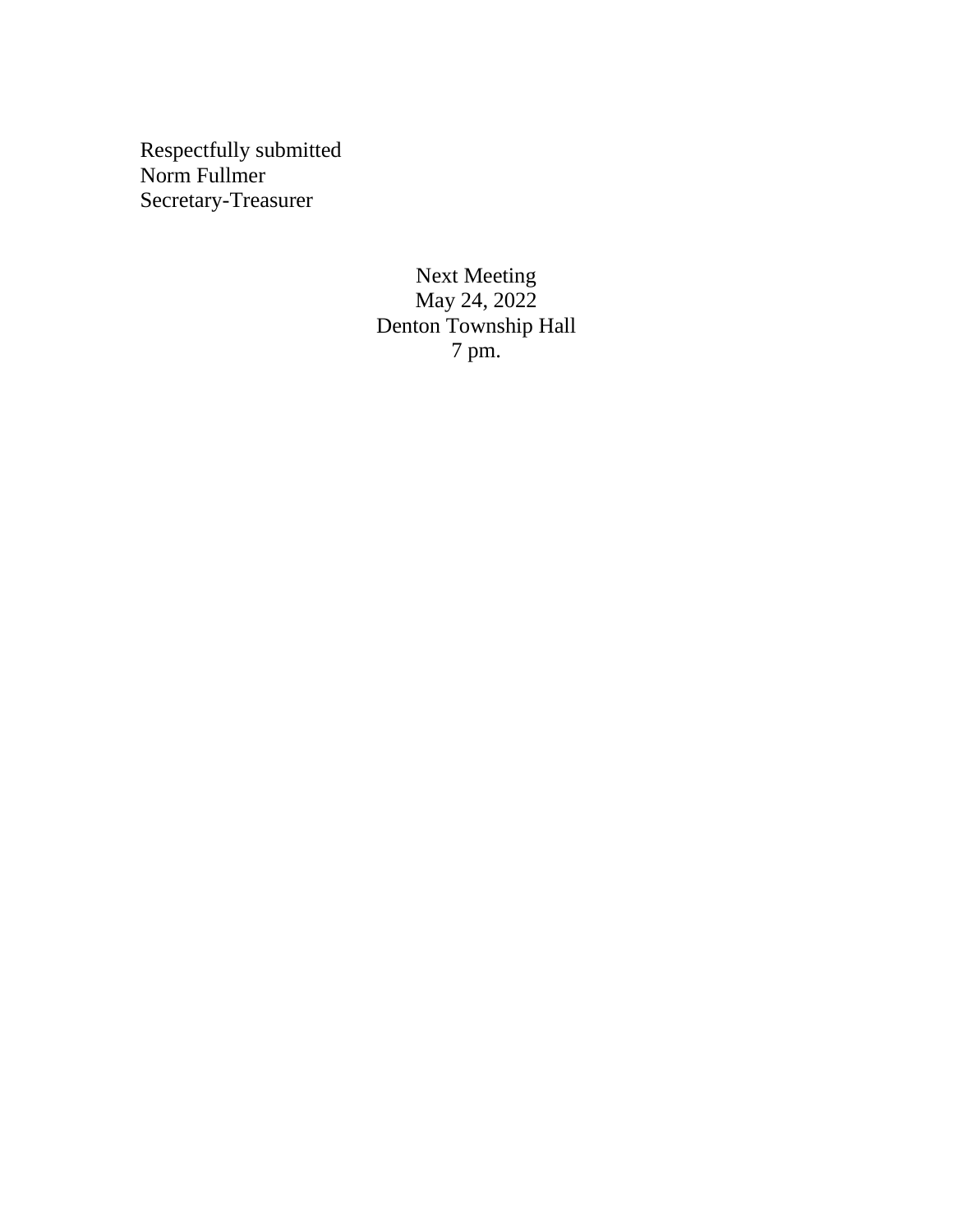Respectfully submitted  
Norm Fullmer  
Secretary-Treasurer

<div align="center">

Next Meeting  
May 24, 2022  
Denton Township Hall  
7 pm.

</div>